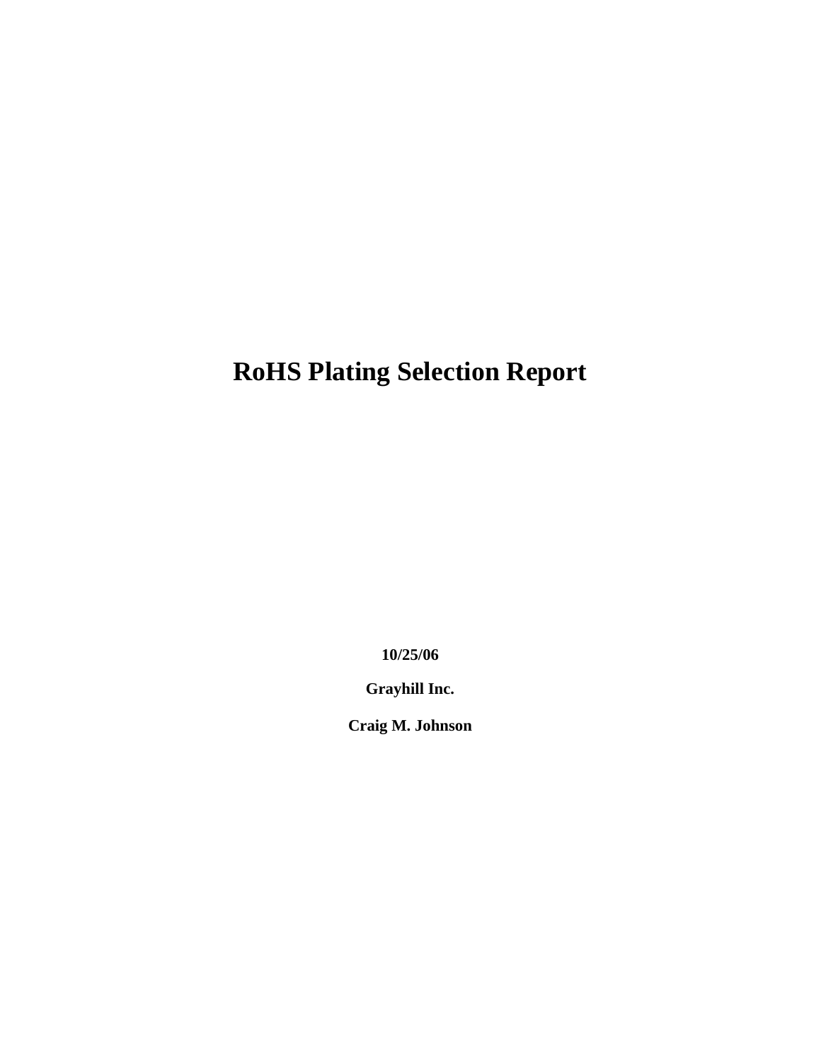# RoHS Plating Selection Report

**10/25/06**

**Grayhill Inc.**

**Craig M. Johnson**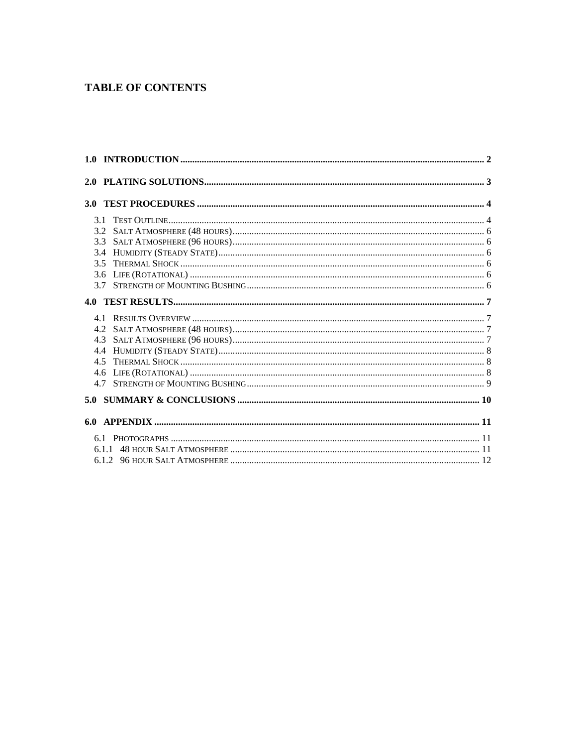# TABLE OF CONTENTS

**1.0 INTRODUCTION** .......... **2**

**2.0 PLATING SOLUTIONS** .......... **3**

**3.0 TEST PROCEDURES** .......... **4**

- 3.1 TEST OUTLINE .......... 4
- 3.2 SALT ATMOSPHERE (48 HOURS) .......... 6
- 3.3 SALT ATMOSPHERE (96 HOURS) .......... 6
- 3.4 HUMIDITY (STEADY STATE) .......... 6
- 3.5 THERMAL SHOCK .......... 6
- 3.6 LIFE (ROTATIONAL) .......... 6
- 3.7 STRENGTH OF MOUNTING BUSHING .......... 6

**4.0 TEST RESULTS** .......... **7**

- 4.1 RESULTS OVERVIEW .......... 7
- 4.2 SALT ATMOSPHERE (48 HOURS) .......... 7
- 4.3 SALT ATMOSPHERE (96 HOURS) .......... 7
- 4.4 HUMIDITY (STEADY STATE) .......... 8
- 4.5 THERMAL SHOCK .......... 8
- 4.6 LIFE (ROTATIONAL) .......... 8
- 4.7 STRENGTH OF MOUNTING BUSHING .......... 9

**5.0 SUMMARY & CONCLUSIONS** .......... **10**

**6.0 APPENDIX** .......... **11**

- 6.1 PHOTOGRAPHS .......... 11
- 6.1.1 48 HOUR SALT ATMOSPHERE .......... 11
- 6.1.2 96 HOUR SALT ATMOSPHERE .......... 12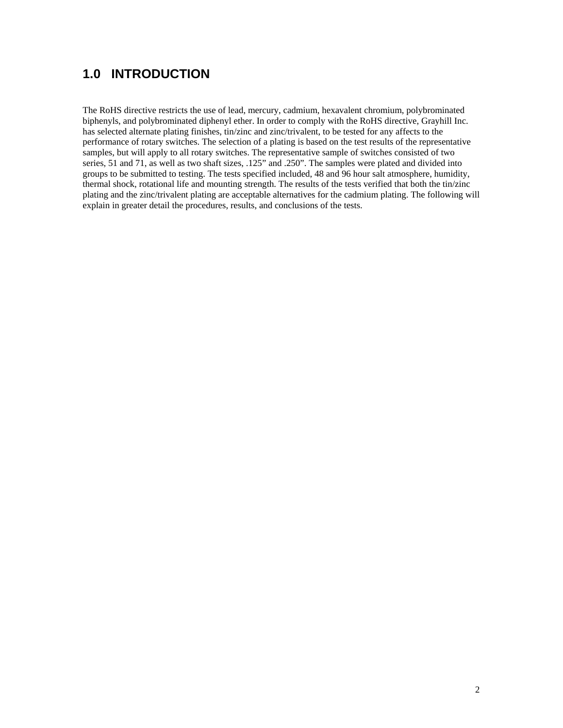# 1.0 INTRODUCTION

The RoHS directive restricts the use of lead, mercury, cadmium, hexavalent chromium, polybrominated biphenyls, and polybrominated diphenyl ether. In order to comply with the RoHS directive, Grayhill Inc. has selected alternate plating finishes, tin/zinc and zinc/trivalent, to be tested for any affects to the performance of rotary switches. The selection of a plating is based on the test results of the representative samples, but will apply to all rotary switches. The representative sample of switches consisted of two series, 51 and 71, as well as two shaft sizes, .125" and .250". The samples were plated and divided into groups to be submitted to testing. The tests specified included, 48 and 96 hour salt atmosphere, humidity, thermal shock, rotational life and mounting strength. The results of the tests verified that both the tin/zinc plating and the zinc/trivalent plating are acceptable alternatives for the cadmium plating. The following will explain in greater detail the procedures, results, and conclusions of the tests.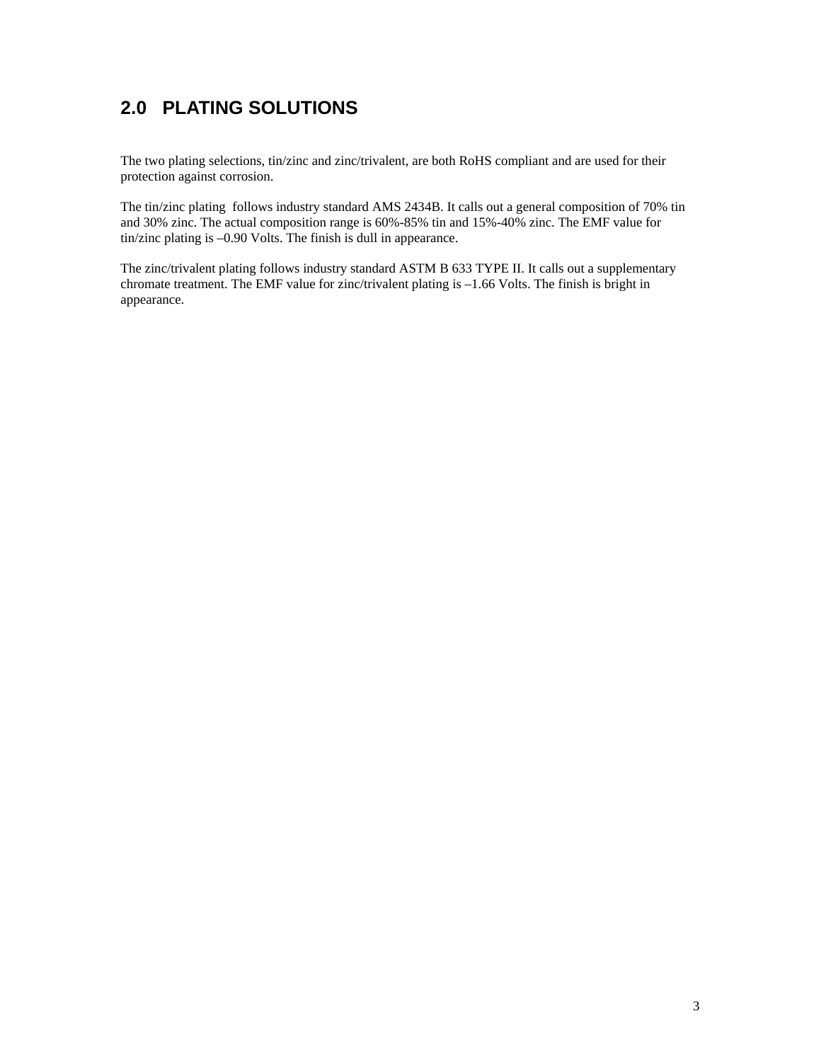## 2.0 PLATING SOLUTIONS

The two plating selections, tin/zinc and zinc/trivalent, are both RoHS compliant and are used for their protection against corrosion.

The tin/zinc plating follows industry standard AMS 2434B. It calls out a general composition of 70% tin and 30% zinc. The actual composition range is 60%-85% tin and 15%-40% zinc. The EMF value for tin/zinc plating is –0.90 Volts. The finish is dull in appearance.

The zinc/trivalent plating follows industry standard ASTM B 633 TYPE II. It calls out a supplementary chromate treatment. The EMF value for zinc/trivalent plating is –1.66 Volts. The finish is bright in appearance.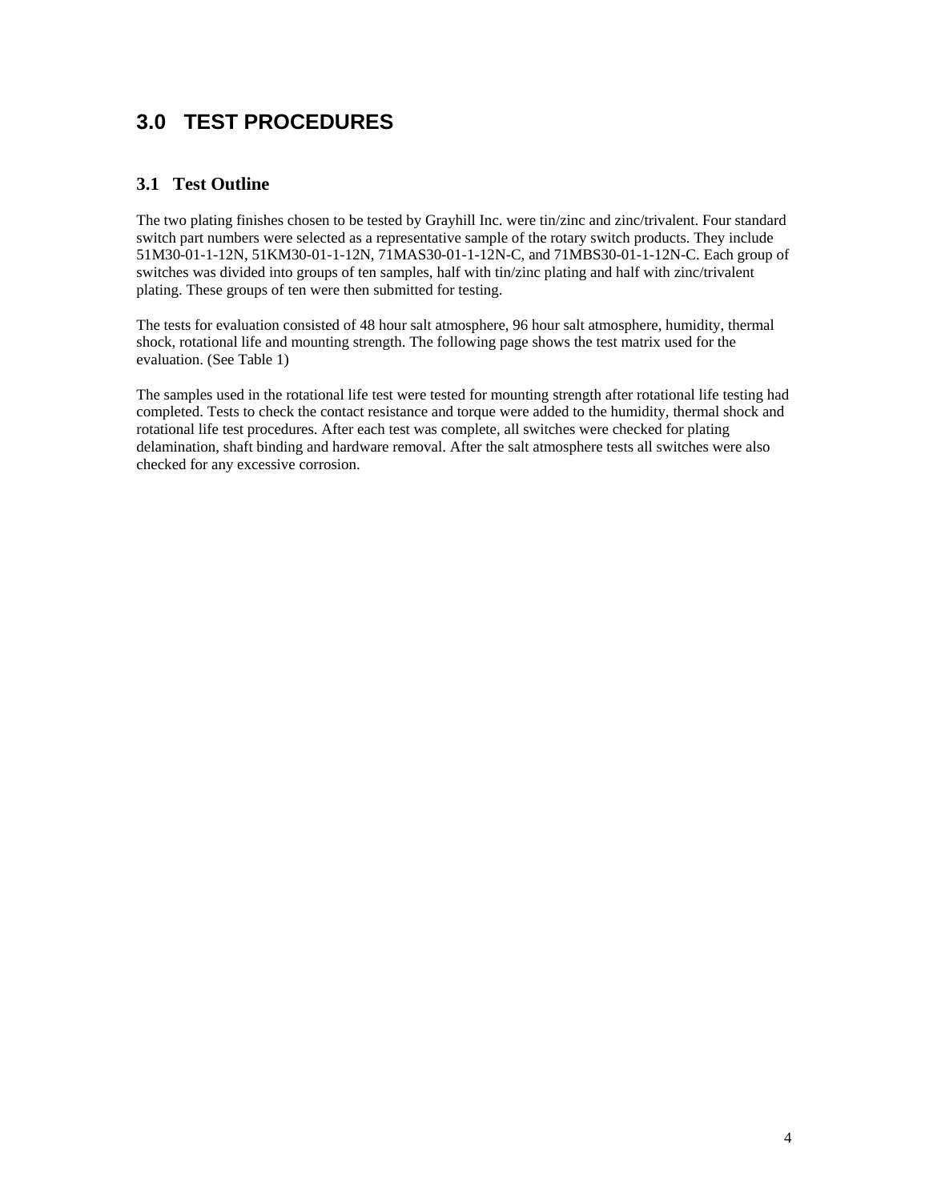# 3.0 TEST PROCEDURES

## 3.1 Test Outline

The two plating finishes chosen to be tested by Grayhill Inc. were tin/zinc and zinc/trivalent. Four standard switch part numbers were selected as a representative sample of the rotary switch products. They include 51M30-01-1-12N, 51KM30-01-1-12N, 71MAS30-01-1-12N-C, and 71MBS30-01-1-12N-C. Each group of switches was divided into groups of ten samples, half with tin/zinc plating and half with zinc/trivalent plating. These groups of ten were then submitted for testing.

The tests for evaluation consisted of 48 hour salt atmosphere, 96 hour salt atmosphere, humidity, thermal shock, rotational life and mounting strength. The following page shows the test matrix used for the evaluation. (See Table 1)

The samples used in the rotational life test were tested for mounting strength after rotational life testing had completed. Tests to check the contact resistance and torque were added to the humidity, thermal shock and rotational life test procedures. After each test was complete, all switches were checked for plating delamination, shaft binding and hardware removal. After the salt atmosphere tests all switches were also checked for any excessive corrosion.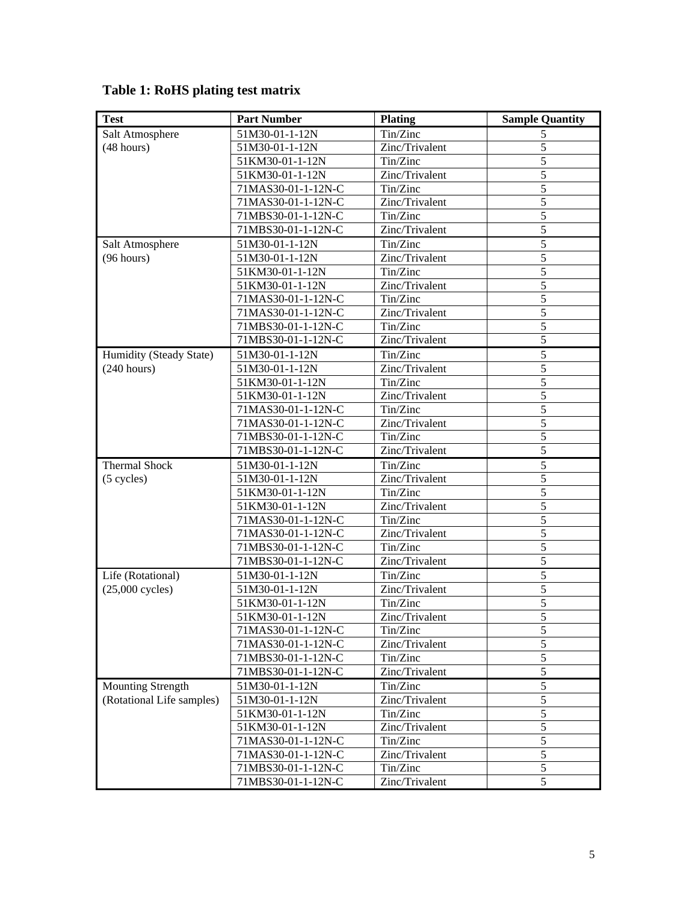**Table 1: RoHS plating test matrix**

| Test | Part Number | Plating | Sample Quantity |
|---|---|---|---|
| Salt Atmosphere (48 hours) | 51M30-01-1-12N | Tin/Zinc | 5 |
| | 51M30-01-1-12N | Zinc/Trivalent | 5 |
| | 51KM30-01-1-12N | Tin/Zinc | 5 |
| | 51KM30-01-1-12N | Zinc/Trivalent | 5 |
| | 71MAS30-01-1-12N-C | Tin/Zinc | 5 |
| | 71MAS30-01-1-12N-C | Zinc/Trivalent | 5 |
| | 71MBS30-01-1-12N-C | Tin/Zinc | 5 |
| | 71MBS30-01-1-12N-C | Zinc/Trivalent | 5 |
| Salt Atmosphere (96 hours) | 51M30-01-1-12N | Tin/Zinc | 5 |
| | 51M30-01-1-12N | Zinc/Trivalent | 5 |
| | 51KM30-01-1-12N | Tin/Zinc | 5 |
| | 51KM30-01-1-12N | Zinc/Trivalent | 5 |
| | 71MAS30-01-1-12N-C | Tin/Zinc | 5 |
| | 71MAS30-01-1-12N-C | Zinc/Trivalent | 5 |
| | 71MBS30-01-1-12N-C | Tin/Zinc | 5 |
| | 71MBS30-01-1-12N-C | Zinc/Trivalent | 5 |
| Humidity (Steady State) (240 hours) | 51M30-01-1-12N | Tin/Zinc | 5 |
| | 51M30-01-1-12N | Zinc/Trivalent | 5 |
| | 51KM30-01-1-12N | Tin/Zinc | 5 |
| | 51KM30-01-1-12N | Zinc/Trivalent | 5 |
| | 71MAS30-01-1-12N-C | Tin/Zinc | 5 |
| | 71MAS30-01-1-12N-C | Zinc/Trivalent | 5 |
| | 71MBS30-01-1-12N-C | Tin/Zinc | 5 |
| | 71MBS30-01-1-12N-C | Zinc/Trivalent | 5 |
| Thermal Shock (5 cycles) | 51M30-01-1-12N | Tin/Zinc | 5 |
| | 51M30-01-1-12N | Zinc/Trivalent | 5 |
| | 51KM30-01-1-12N | Tin/Zinc | 5 |
| | 51KM30-01-1-12N | Zinc/Trivalent | 5 |
| | 71MAS30-01-1-12N-C | Tin/Zinc | 5 |
| | 71MAS30-01-1-12N-C | Zinc/Trivalent | 5 |
| | 71MBS30-01-1-12N-C | Tin/Zinc | 5 |
| | 71MBS30-01-1-12N-C | Zinc/Trivalent | 5 |
| Life (Rotational) (25,000 cycles) | 51M30-01-1-12N | Tin/Zinc | 5 |
| | 51M30-01-1-12N | Zinc/Trivalent | 5 |
| | 51KM30-01-1-12N | Tin/Zinc | 5 |
| | 51KM30-01-1-12N | Zinc/Trivalent | 5 |
| | 71MAS30-01-1-12N-C | Tin/Zinc | 5 |
| | 71MAS30-01-1-12N-C | Zinc/Trivalent | 5 |
| | 71MBS30-01-1-12N-C | Tin/Zinc | 5 |
| | 71MBS30-01-1-12N-C | Zinc/Trivalent | 5 |
| Mounting Strength (Rotational Life samples) | 51M30-01-1-12N | Tin/Zinc | 5 |
| | 51M30-01-1-12N | Zinc/Trivalent | 5 |
| | 51KM30-01-1-12N | Tin/Zinc | 5 |
| | 51KM30-01-1-12N | Zinc/Trivalent | 5 |
| | 71MAS30-01-1-12N-C | Tin/Zinc | 5 |
| | 71MAS30-01-1-12N-C | Zinc/Trivalent | 5 |
| | 71MBS30-01-1-12N-C | Tin/Zinc | 5 |
| | 71MBS30-01-1-12N-C | Zinc/Trivalent | 5 |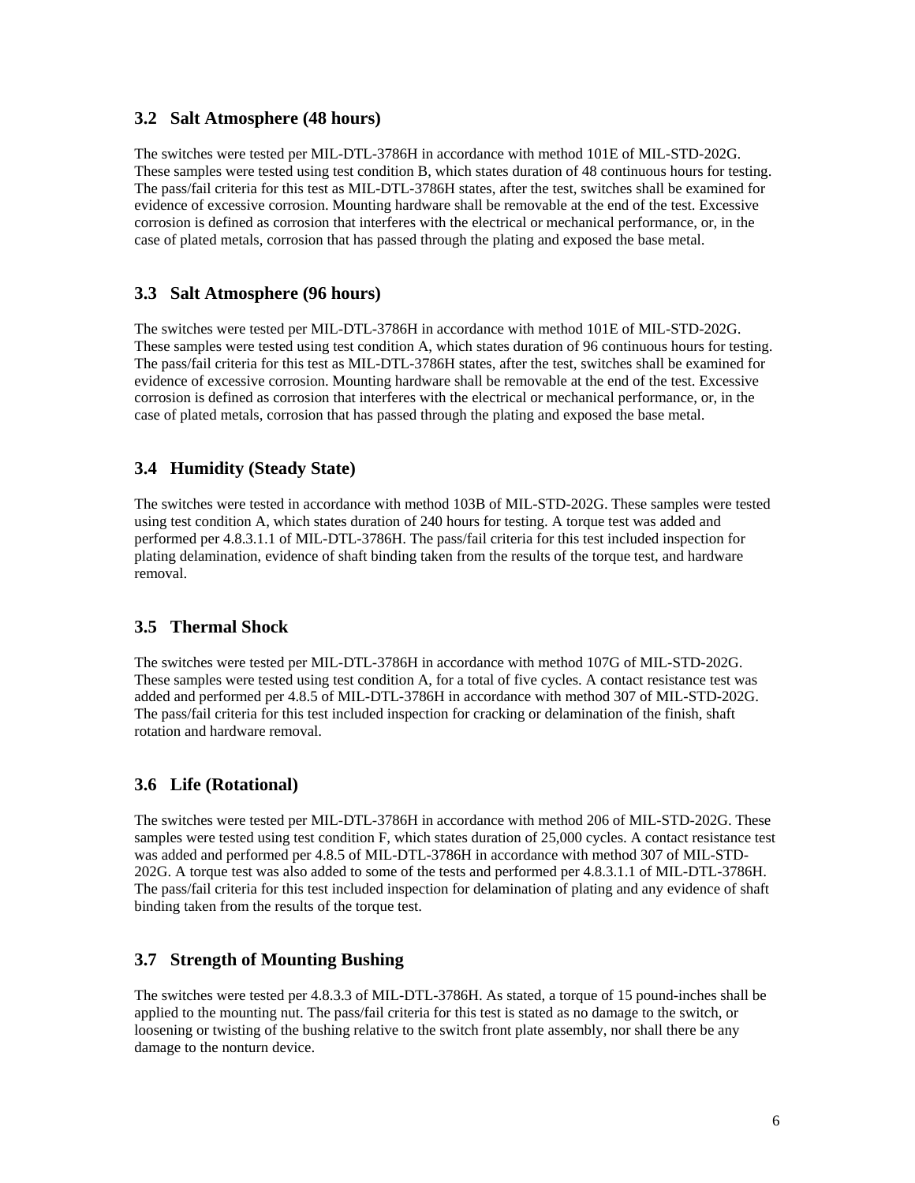### 3.2 Salt Atmosphere (48 hours)

The switches were tested per MIL-DTL-3786H in accordance with method 101E of MIL-STD-202G. These samples were tested using test condition B, which states duration of 48 continuous hours for testing. The pass/fail criteria for this test as MIL-DTL-3786H states, after the test, switches shall be examined for evidence of excessive corrosion. Mounting hardware shall be removable at the end of the test. Excessive corrosion is defined as corrosion that interferes with the electrical or mechanical performance, or, in the case of plated metals, corrosion that has passed through the plating and exposed the base metal.

### 3.3 Salt Atmosphere (96 hours)

The switches were tested per MIL-DTL-3786H in accordance with method 101E of MIL-STD-202G. These samples were tested using test condition A, which states duration of 96 continuous hours for testing. The pass/fail criteria for this test as MIL-DTL-3786H states, after the test, switches shall be examined for evidence of excessive corrosion. Mounting hardware shall be removable at the end of the test. Excessive corrosion is defined as corrosion that interferes with the electrical or mechanical performance, or, in the case of plated metals, corrosion that has passed through the plating and exposed the base metal.

### 3.4 Humidity (Steady State)

The switches were tested in accordance with method 103B of MIL-STD-202G. These samples were tested using test condition A, which states duration of 240 hours for testing. A torque test was added and performed per 4.8.3.1.1 of MIL-DTL-3786H. The pass/fail criteria for this test included inspection for plating delamination, evidence of shaft binding taken from the results of the torque test, and hardware removal.

### 3.5 Thermal Shock

The switches were tested per MIL-DTL-3786H in accordance with method 107G of MIL-STD-202G. These samples were tested using test condition A, for a total of five cycles. A contact resistance test was added and performed per 4.8.5 of MIL-DTL-3786H in accordance with method 307 of MIL-STD-202G. The pass/fail criteria for this test included inspection for cracking or delamination of the finish, shaft rotation and hardware removal.

### 3.6 Life (Rotational)

The switches were tested per MIL-DTL-3786H in accordance with method 206 of MIL-STD-202G. These samples were tested using test condition F, which states duration of 25,000 cycles. A contact resistance test was added and performed per 4.8.5 of MIL-DTL-3786H in accordance with method 307 of MIL-STD-202G. A torque test was also added to some of the tests and performed per 4.8.3.1.1 of MIL-DTL-3786H. The pass/fail criteria for this test included inspection for delamination of plating and any evidence of shaft binding taken from the results of the torque test.

### 3.7 Strength of Mounting Bushing

The switches were tested per 4.8.3.3 of MIL-DTL-3786H. As stated, a torque of 15 pound-inches shall be applied to the mounting nut. The pass/fail criteria for this test is stated as no damage to the switch, or loosening or twisting of the bushing relative to the switch front plate assembly, nor shall there be any damage to the nonturn device.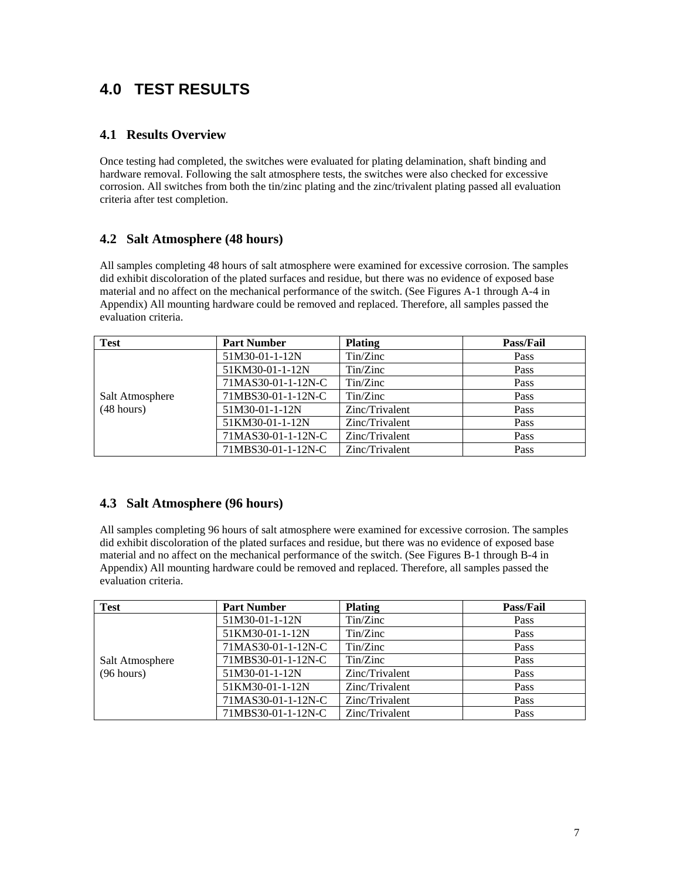# 4.0 TEST RESULTS

## 4.1 Results Overview

Once testing had completed, the switches were evaluated for plating delamination, shaft binding and hardware removal. Following the salt atmosphere tests, the switches were also checked for excessive corrosion. All switches from both the tin/zinc plating and the zinc/trivalent plating passed all evaluation criteria after test completion.

## 4.2 Salt Atmosphere (48 hours)

All samples completing 48 hours of salt atmosphere were examined for excessive corrosion. The samples did exhibit discoloration of the plated surfaces and residue, but there was no evidence of exposed base material and no affect on the mechanical performance of the switch. (See Figures A-1 through A-4 in Appendix) All mounting hardware could be removed and replaced. Therefore, all samples passed the evaluation criteria.

| Test | Part Number | Plating | Pass/Fail |
|---|---|---|---|
| Salt Atmosphere (48 hours) | 51M30-01-1-12N | Tin/Zinc | Pass |
| | 51KM30-01-1-12N | Tin/Zinc | Pass |
| | 71MAS30-01-1-12N-C | Tin/Zinc | Pass |
| | 71MBS30-01-1-12N-C | Tin/Zinc | Pass |
| | 51M30-01-1-12N | Zinc/Trivalent | Pass |
| | 51KM30-01-1-12N | Zinc/Trivalent | Pass |
| | 71MAS30-01-1-12N-C | Zinc/Trivalent | Pass |
| | 71MBS30-01-1-12N-C | Zinc/Trivalent | Pass |

## 4.3 Salt Atmosphere (96 hours)

All samples completing 96 hours of salt atmosphere were examined for excessive corrosion. The samples did exhibit discoloration of the plated surfaces and residue, but there was no evidence of exposed base material and no affect on the mechanical performance of the switch. (See Figures B-1 through B-4 in Appendix) All mounting hardware could be removed and replaced. Therefore, all samples passed the evaluation criteria.

| Test | Part Number | Plating | Pass/Fail |
|---|---|---|---|
| Salt Atmosphere (96 hours) | 51M30-01-1-12N | Tin/Zinc | Pass |
| | 51KM30-01-1-12N | Tin/Zinc | Pass |
| | 71MAS30-01-1-12N-C | Tin/Zinc | Pass |
| | 71MBS30-01-1-12N-C | Tin/Zinc | Pass |
| | 51M30-01-1-12N | Zinc/Trivalent | Pass |
| | 51KM30-01-1-12N | Zinc/Trivalent | Pass |
| | 71MAS30-01-1-12N-C | Zinc/Trivalent | Pass |
| | 71MBS30-01-1-12N-C | Zinc/Trivalent | Pass |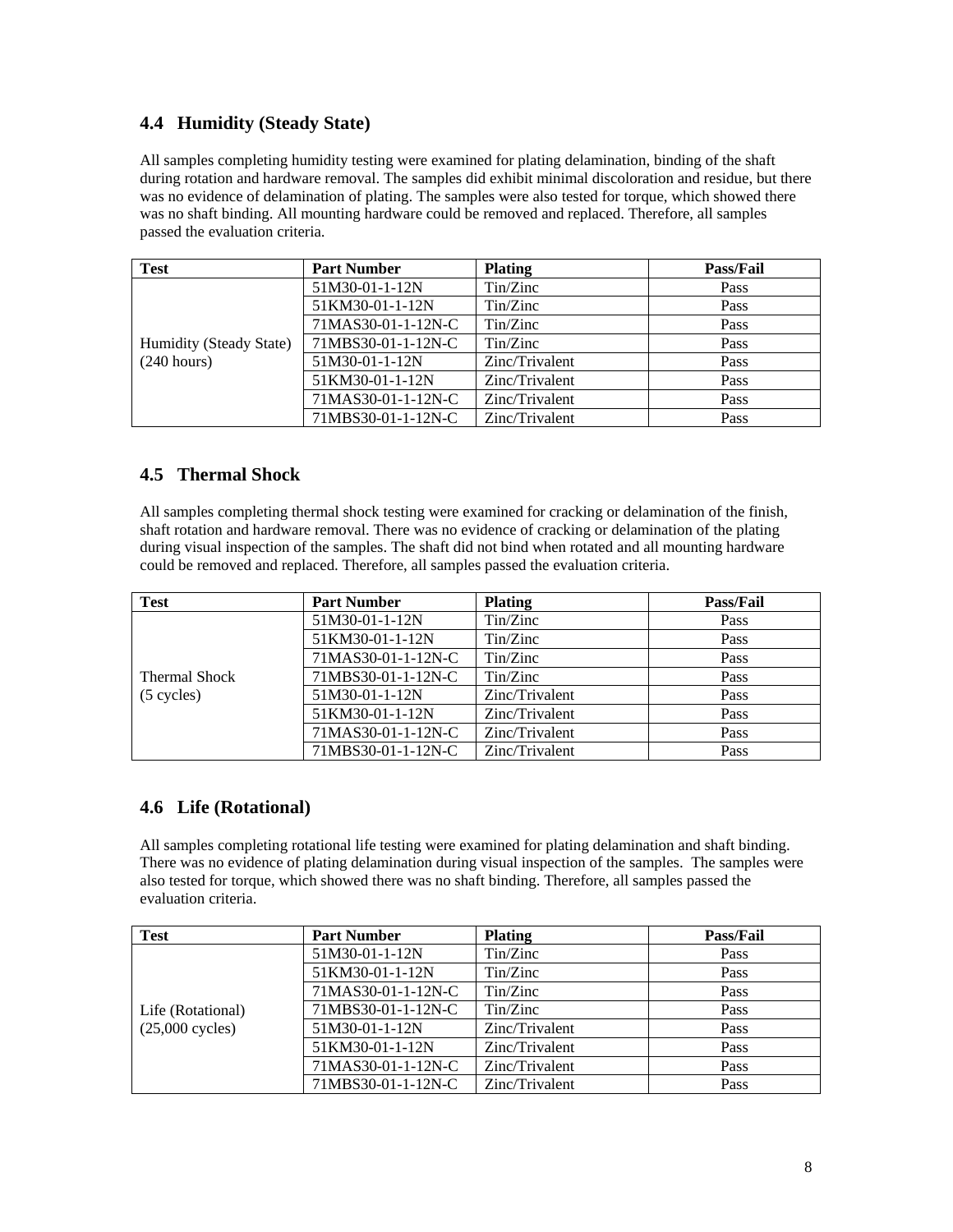## 4.4 Humidity (Steady State)

All samples completing humidity testing were examined for plating delamination, binding of the shaft during rotation and hardware removal. The samples did exhibit minimal discoloration and residue, but there was no evidence of delamination of plating. The samples were also tested for torque, which showed there was no shaft binding. All mounting hardware could be removed and replaced. Therefore, all samples passed the evaluation criteria.

| Test | Part Number | Plating | Pass/Fail |
|---|---|---|---|
| Humidity (Steady State) (240 hours) | 51M30-01-1-12N | Tin/Zinc | Pass |
| | 51KM30-01-1-12N | Tin/Zinc | Pass |
| | 71MAS30-01-1-12N-C | Tin/Zinc | Pass |
| | 71MBS30-01-1-12N-C | Tin/Zinc | Pass |
| | 51M30-01-1-12N | Zinc/Trivalent | Pass |
| | 51KM30-01-1-12N | Zinc/Trivalent | Pass |
| | 71MAS30-01-1-12N-C | Zinc/Trivalent | Pass |
| | 71MBS30-01-1-12N-C | Zinc/Trivalent | Pass |

## 4.5 Thermal Shock

All samples completing thermal shock testing were examined for cracking or delamination of the finish, shaft rotation and hardware removal. There was no evidence of cracking or delamination of the plating during visual inspection of the samples. The shaft did not bind when rotated and all mounting hardware could be removed and replaced. Therefore, all samples passed the evaluation criteria.

| Test | Part Number | Plating | Pass/Fail |
|---|---|---|---|
| Thermal Shock (5 cycles) | 51M30-01-1-12N | Tin/Zinc | Pass |
| | 51KM30-01-1-12N | Tin/Zinc | Pass |
| | 71MAS30-01-1-12N-C | Tin/Zinc | Pass |
| | 71MBS30-01-1-12N-C | Tin/Zinc | Pass |
| | 51M30-01-1-12N | Zinc/Trivalent | Pass |
| | 51KM30-01-1-12N | Zinc/Trivalent | Pass |
| | 71MAS30-01-1-12N-C | Zinc/Trivalent | Pass |
| | 71MBS30-01-1-12N-C | Zinc/Trivalent | Pass |

## 4.6 Life (Rotational)

All samples completing rotational life testing were examined for plating delamination and shaft binding. There was no evidence of plating delamination during visual inspection of the samples. The samples were also tested for torque, which showed there was no shaft binding. Therefore, all samples passed the evaluation criteria.

| Test | Part Number | Plating | Pass/Fail |
|---|---|---|---|
| Life (Rotational) (25,000 cycles) | 51M30-01-1-12N | Tin/Zinc | Pass |
| | 51KM30-01-1-12N | Tin/Zinc | Pass |
| | 71MAS30-01-1-12N-C | Tin/Zinc | Pass |
| | 71MBS30-01-1-12N-C | Tin/Zinc | Pass |
| | 51M30-01-1-12N | Zinc/Trivalent | Pass |
| | 51KM30-01-1-12N | Zinc/Trivalent | Pass |
| | 71MAS30-01-1-12N-C | Zinc/Trivalent | Pass |
| | 71MBS30-01-1-12N-C | Zinc/Trivalent | Pass |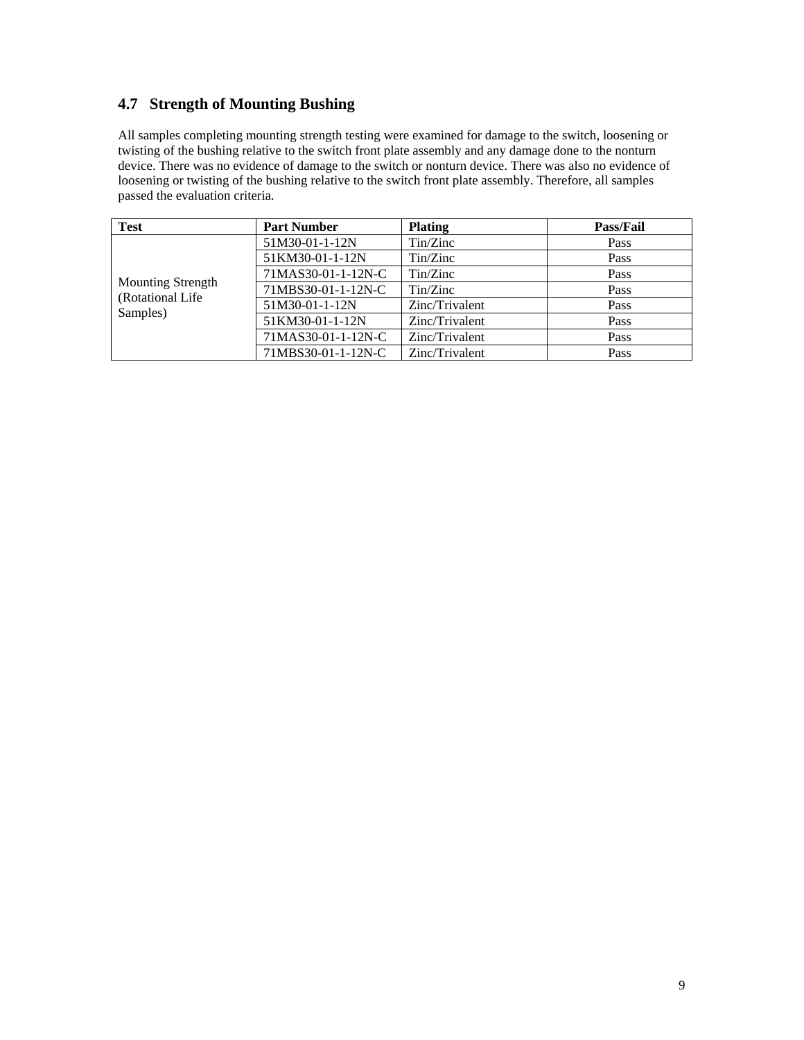## 4.7 Strength of Mounting Bushing

All samples completing mounting strength testing were examined for damage to the switch, loosening or twisting of the bushing relative to the switch front plate assembly and any damage done to the nonturn device. There was no evidence of damage to the switch or nonturn device. There was also no evidence of loosening or twisting of the bushing relative to the switch front plate assembly. Therefore, all samples passed the evaluation criteria.

| Test | Part Number | Plating | Pass/Fail |
|---|---|---|---|
| Mounting Strength (Rotational Life Samples) | 51M30-01-1-12N | Tin/Zinc | Pass |
| | 51KM30-01-1-12N | Tin/Zinc | Pass |
| | 71MAS30-01-1-12N-C | Tin/Zinc | Pass |
| | 71MBS30-01-1-12N-C | Tin/Zinc | Pass |
| | 51M30-01-1-12N | Zinc/Trivalent | Pass |
| | 51KM30-01-1-12N | Zinc/Trivalent | Pass |
| | 71MAS30-01-1-12N-C | Zinc/Trivalent | Pass |
| | 71MBS30-01-1-12N-C | Zinc/Trivalent | Pass |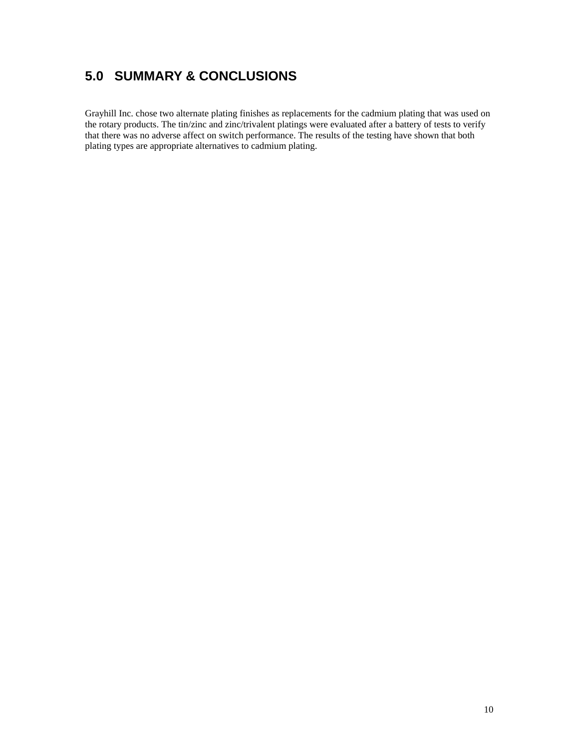## 5.0 SUMMARY & CONCLUSIONS

Grayhill Inc. chose two alternate plating finishes as replacements for the cadmium plating that was used on the rotary products. The tin/zinc and zinc/trivalent platings were evaluated after a battery of tests to verify that there was no adverse affect on switch performance. The results of the testing have shown that both plating types are appropriate alternatives to cadmium plating.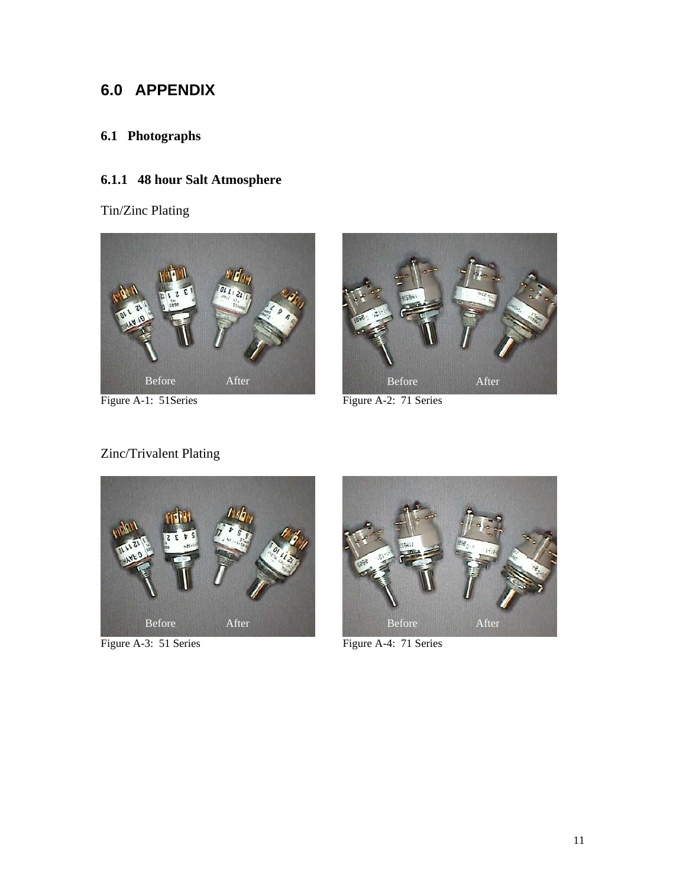# 6.0 APPENDIX

## 6.1 Photographs

### 6.1.1 48 hour Salt Atmosphere

Tin/Zinc Plating

Figure A-1: 51Series

Figure A-2: 71 Series

Zinc/Trivalent Plating

Figure A-3: 51 Series

Figure A-4: 71 Series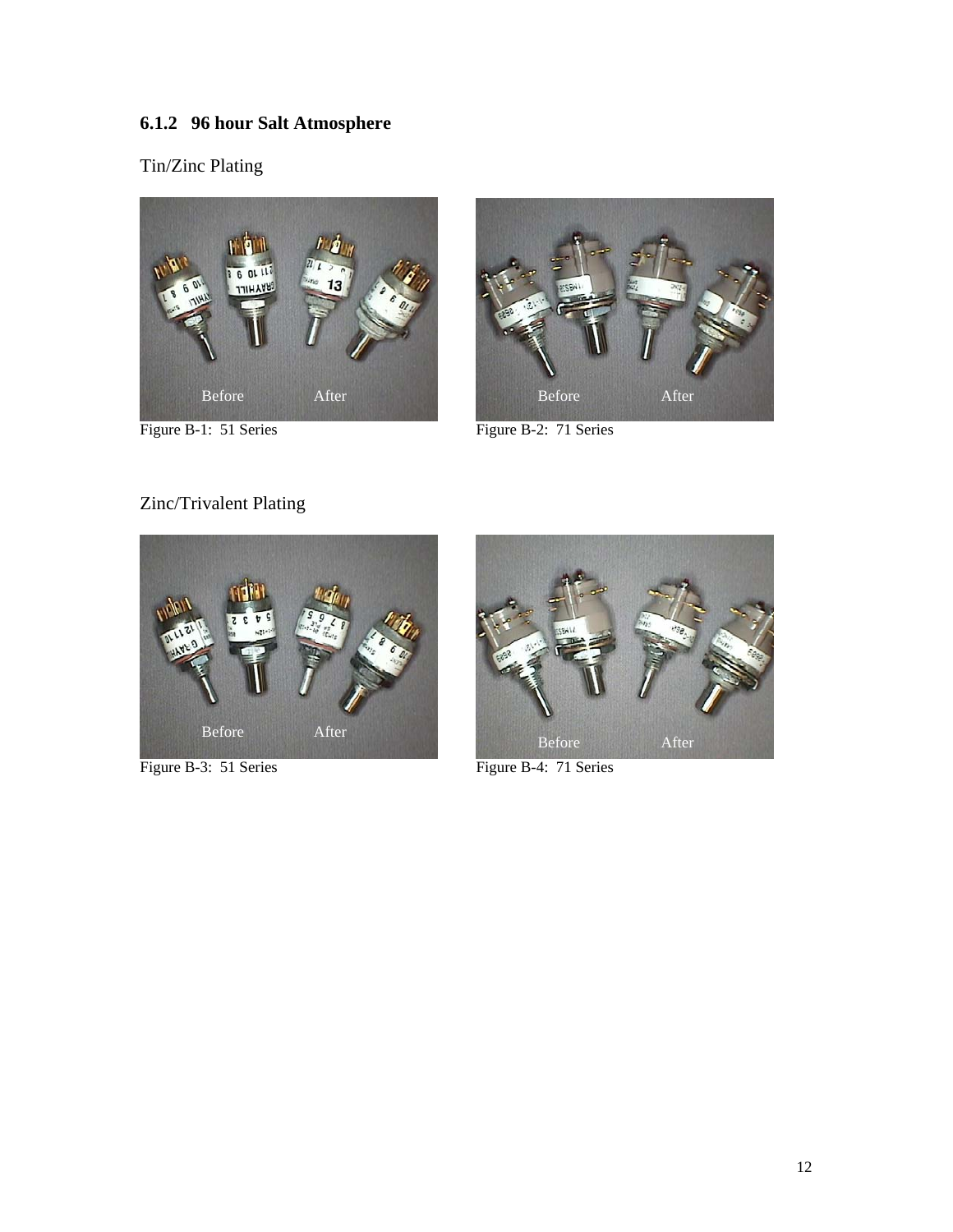### 6.1.2 96 hour Salt Atmosphere

Tin/Zinc Plating

Before After

Figure B-1: 51 Series

Before After

Figure B-2: 71 Series

Zinc/Trivalent Plating

Before After

Figure B-3: 51 Series

Before After

Figure B-4: 71 Series